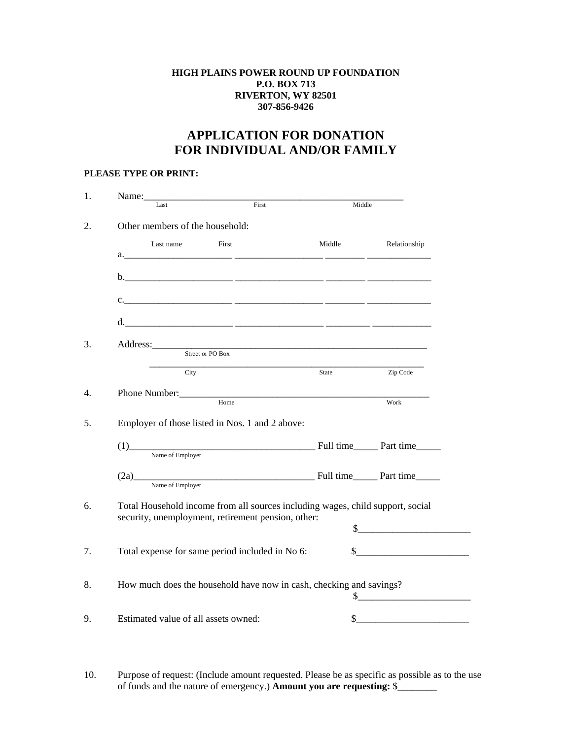**HIGH PLAINS POWER ROUND UP FOUNDATION**
**P.O. BOX 713**
**RIVERTON, WY 82501**
**307-856-9426**

# APPLICATION FOR DONATION FOR INDIVIDUAL AND/OR FAMILY

**PLEASE TYPE OR PRINT:**

1. Name:\_\_\_\_\_\_\_\_\_\_\_\_\_\_\_\_\_\_\_\_\_\_\_\_\_\_\_\_\_\_\_\_\_\_\_\_\_\_\_\_\_\_\_\_\_\_\_\_\_\_\_\_\_\_
   Last First Middle

2. Other members of the household:

| | Last name | First | Middle | Relationship |
|---|---|---|---|---|
| a. | | | | |
| b. | | | | |
| c. | | | | |
| d. | | | | |

3. Address:\_\_\_\_\_\_\_\_\_\_\_\_\_\_\_\_\_\_\_\_\_\_\_\_\_\_\_\_\_\_\_\_\_\_\_\_\_\_\_\_\_\_\_\_\_\_\_\_\_\_\_\_\_\_\_\_
   Street or PO Box

   \_\_\_\_\_\_\_\_\_\_\_\_\_\_\_\_\_\_\_\_\_\_\_\_\_\_\_\_\_\_\_\_\_\_\_\_\_\_\_\_\_\_\_\_\_\_\_\_\_\_\_\_\_\_\_\_\_\_\_\_
   City State Zip Code

4. Phone Number:\_\_\_\_\_\_\_\_\_\_\_\_\_\_\_\_\_\_\_\_\_\_\_\_\_\_\_\_\_\_\_\_\_\_\_\_\_\_\_\_\_\_\_\_\_\_\_\_\_\_\_\_
   Home Work

5. Employer of those listed in Nos. 1 and 2 above:

   (1)\_\_\_\_\_\_\_\_\_\_\_\_\_\_\_\_\_\_\_\_\_\_\_\_\_\_\_\_\_\_\_\_\_\_\_\_\_\_\_ Full time\_\_\_\_\_ Part time\_\_\_\_\_
   Name of Employer

   (2a)\_\_\_\_\_\_\_\_\_\_\_\_\_\_\_\_\_\_\_\_\_\_\_\_\_\_\_\_\_\_\_\_\_\_\_\_\_\_ Full time\_\_\_\_\_ Part time\_\_\_\_\_
   Name of Employer

6. Total Household income from all sources including wages, child support, social security, unemployment, retirement pension, other: $\_\_\_\_\_\_\_\_\_\_\_\_\_\_\_\_\_\_\_\_\_\_\_

7. Total expense for same period included in No 6: $\_\_\_\_\_\_\_\_\_\_\_\_\_\_\_\_\_\_\_\_\_\_\_

8. How much does the household have now in cash, checking and savings? $\_\_\_\_\_\_\_\_\_\_\_\_\_\_\_\_\_\_\_\_\_\_\_

9. Estimated value of all assets owned: $\_\_\_\_\_\_\_\_\_\_\_\_\_\_\_\_\_\_\_\_\_\_\_

10. Purpose of request: (Include amount requested. Please be as specific as possible as to the use of funds and the nature of emergency.) **Amount you are requesting:** $\_\_\_\_\_\_\_\_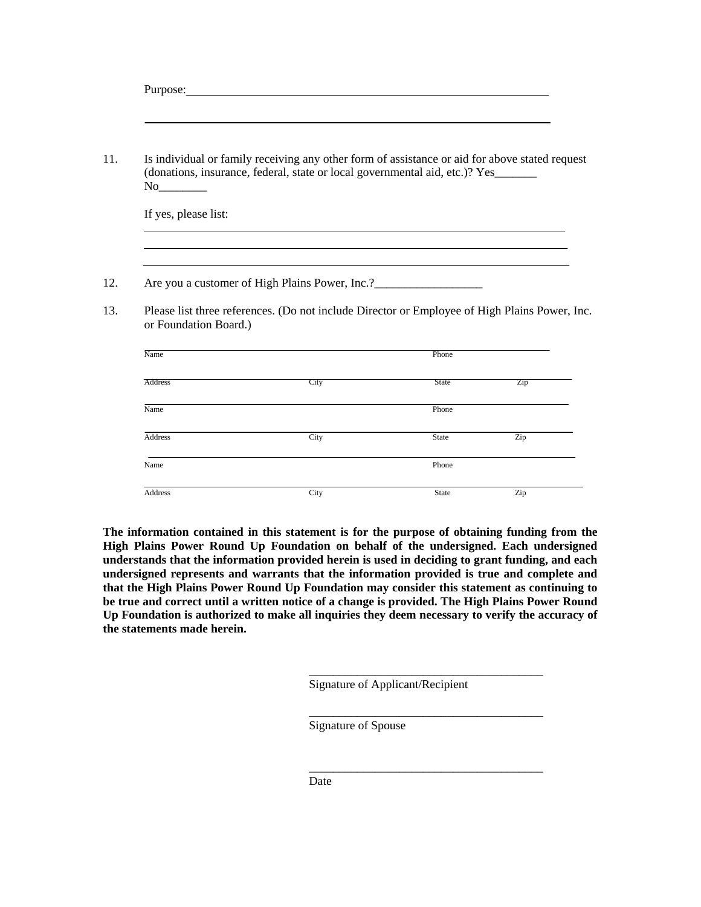Purpose:\_\_\_\_\_\_\_\_\_\_\_\_\_\_\_\_\_\_\_\_\_\_\_\_\_\_\_\_\_\_\_\_\_\_\_\_\_\_\_\_\_\_\_\_\_\_\_\_\_\_\_\_\_\_\_\_\_\_\_\_

\_\_\_\_\_\_\_\_\_\_\_\_\_\_\_\_\_\_\_\_\_\_\_\_\_\_\_\_\_\_\_\_\_\_\_\_\_\_\_\_\_\_\_\_\_\_\_\_\_\_\_\_\_\_\_\_\_\_\_\_\_\_\_\_\_\_\_\_

11. Is individual or family receiving any other form of assistance or aid for above stated request (donations, insurance, federal, state or local governmental aid, etc.)? Yes\_\_\_\_\_\_\_ No\_\_\_\_\_\_\_\_

    If yes, please list:

    \_\_\_\_\_\_\_\_\_\_\_\_\_\_\_\_\_\_\_\_\_\_\_\_\_\_\_\_\_\_\_\_\_\_\_\_\_\_\_\_\_\_\_\_\_\_\_\_\_\_\_\_\_\_\_\_\_\_\_\_\_\_\_\_\_\_\_\_\_\_

    \_\_\_\_\_\_\_\_\_\_\_\_\_\_\_\_\_\_\_\_\_\_\_\_\_\_\_\_\_\_\_\_\_\_\_\_\_\_\_\_\_\_\_\_\_\_\_\_\_\_\_\_\_\_\_\_\_\_\_\_\_\_\_\_\_\_\_\_\_\_

    \_\_\_\_\_\_\_\_\_\_\_\_\_\_\_\_\_\_\_\_\_\_\_\_\_\_\_\_\_\_\_\_\_\_\_\_\_\_\_\_\_\_\_\_\_\_\_\_\_\_\_\_\_\_\_\_\_\_\_\_\_\_\_\_\_\_\_\_\_\_

12. Are you a customer of High Plains Power, Inc.?\_\_\_\_\_\_\_\_\_\_\_\_\_\_\_\_\_\_

13. Please list three references. (Do not include Director or Employee of High Plains Power, Inc. or Foundation Board.)

| | | | |
|---|---|---|---|
| Name | | Phone | |
| Address | City | State | Zip |
| Name | | Phone | |
| Address | City | State | Zip |
| Name | | Phone | |
| Address | City | State | Zip |

**The information contained in this statement is for the purpose of obtaining funding from the High Plains Power Round Up Foundation on behalf of the undersigned. Each undersigned understands that the information provided herein is used in deciding to grant funding, and each undersigned represents and warrants that the information provided is true and complete and that the High Plains Power Round Up Foundation may consider this statement as continuing to be true and correct until a written notice of a change is provided. The High Plains Power Round Up Foundation is authorized to make all inquiries they deem necessary to verify the accuracy of the statements made herein.**

\_\_\_\_\_\_\_\_\_\_\_\_\_\_\_\_\_\_\_\_\_\_\_\_\_\_\_\_\_\_\_\_\_\_\_\_\_\_\_\_
Signature of Applicant/Recipient

\_\_\_\_\_\_\_\_\_\_\_\_\_\_\_\_\_\_\_\_\_\_\_\_\_\_\_\_\_\_\_\_\_\_\_\_\_\_\_\_
Signature of Spouse

\_\_\_\_\_\_\_\_\_\_\_\_\_\_\_\_\_\_\_\_\_\_\_\_\_\_\_\_\_\_\_\_\_\_\_\_\_\_\_\_
Date